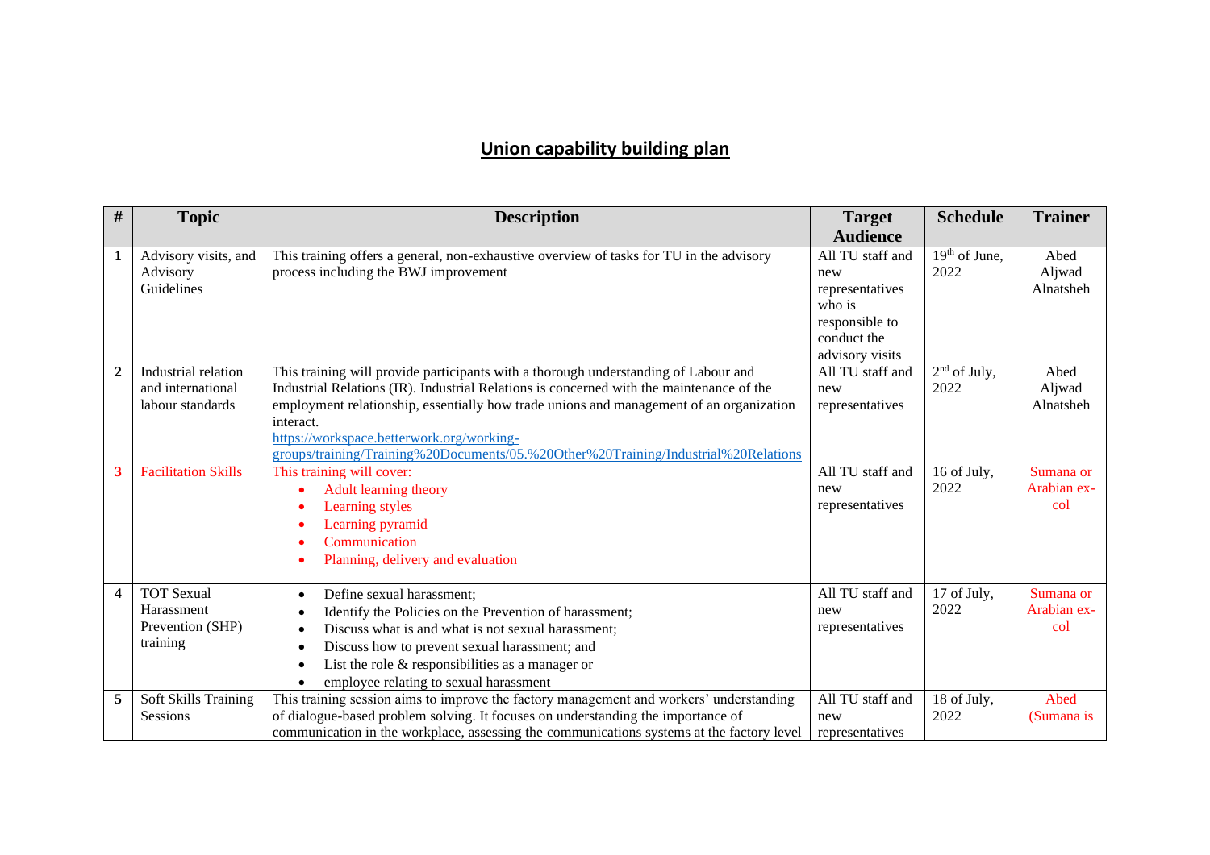# Union capability building plan

| # | Topic | Description | Target Audience | Schedule | Trainer |
|---|---|---|---|---|---|
| **1** | Advisory visits, and Advisory Guidelines | This training offers a general, non-exhaustive overview of tasks for TU in the advisory process including the BWJ improvement | All TU staff and new representatives who is responsible to conduct the advisory visits | 19th of June, 2022 | Abed Aljwad Alnatsheh |
| **2** | Industrial relation and international labour standards | This training will provide participants with a thorough understanding of Labour and Industrial Relations (IR). Industrial Relations is concerned with the maintenance of the employment relationship, essentially how trade unions and management of an organization interact. [https://workspace.betterwork.org/working-groups/training/Training%20Documents/05.%20Other%20Training/Industrial%20Relations](https://workspace.betterwork.org/working-groups/training/Training%20Documents/05.%20Other%20Training/Industrial%20Relations) | All TU staff and new representatives | 2nd of July, 2022 | Abed Aljwad Alnatsheh |
| **3** | Facilitation Skills | This training will cover: <br>• Adult learning theory <br>• Learning styles <br>• Learning pyramid <br>• Communication <br>• Planning, delivery and evaluation | All TU staff and new representatives | 16 of July, 2022 | Sumana or Arabian ex-col |
| **4** | TOT Sexual Harassment Prevention (SHP) training | • Define sexual harassment; <br>• Identify the Policies on the Prevention of harassment; <br>• Discuss what is and what is not sexual harassment; <br>• Discuss how to prevent sexual harassment; and <br>• List the role & responsibilities as a manager or <br>• employee relating to sexual harassment | All TU staff and new representatives | 17 of July, 2022 | Sumana or Arabian ex-col |
| **5** | Soft Skills Training Sessions | This training session aims to improve the factory management and workers' understanding of dialogue-based problem solving. It focuses on understanding the importance of communication in the workplace, assessing the communications systems at the factory level | All TU staff and new representatives | 18 of July, 2022 | Abed (Sumana is |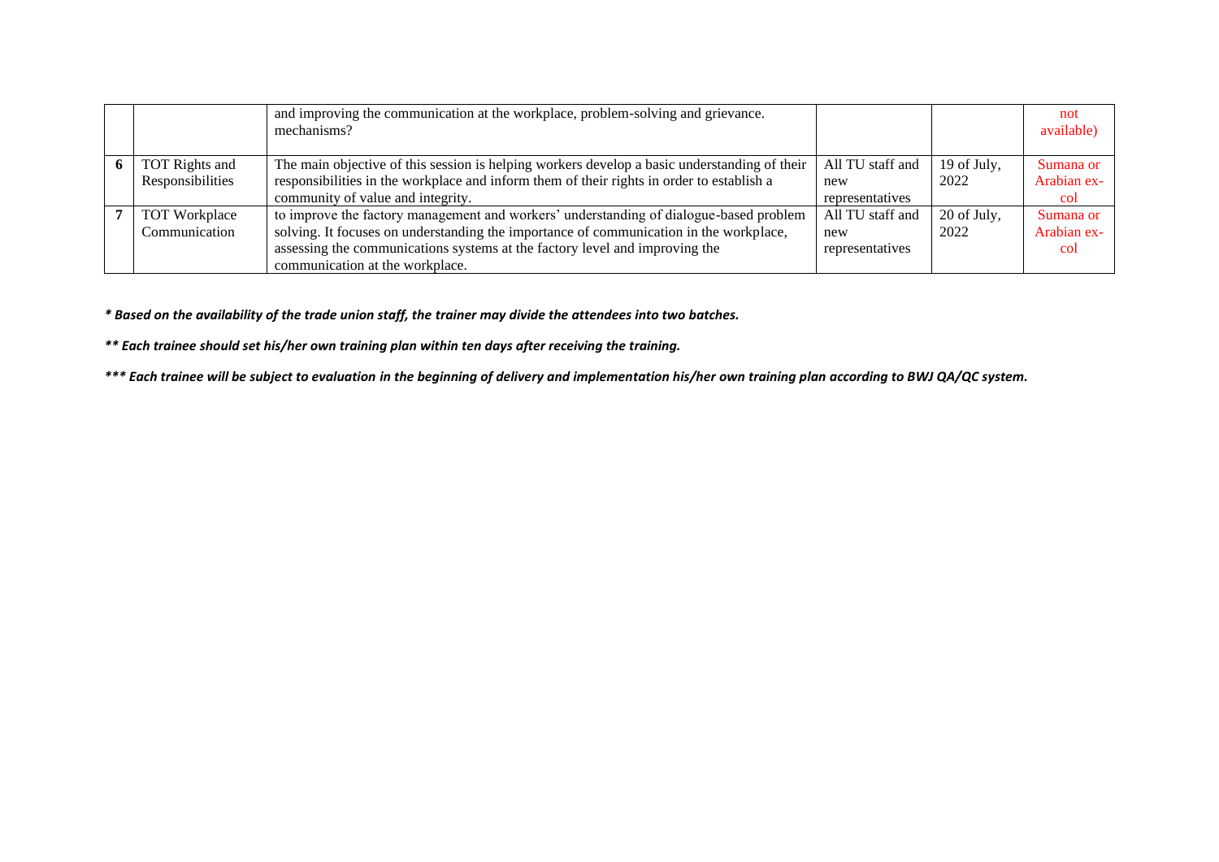| | | | | | |
|---|---|---|---|---|---|
| | | and improving the communication at the workplace, problem-solving and grievance. mechanisms? | | | not available) |
| 6 | TOT Rights and Responsibilities | The main objective of this session is helping workers develop a basic understanding of their responsibilities in the workplace and inform them of their rights in order to establish a community of value and integrity. | All TU staff and new representatives | 19 of July, 2022 | Sumana or Arabian ex-col |
| 7 | TOT Workplace Communication | to improve the factory management and workers' understanding of dialogue-based problem solving. It focuses on understanding the importance of communication in the workplace, assessing the communications systems at the factory level and improving the communication at the workplace. | All TU staff and new representatives | 20 of July, 2022 | Sumana or Arabian ex-col |

***\* Based on the availability of the trade union staff, the trainer may divide the attendees into two batches.***

***\*\* Each trainee should set his/her own training plan within ten days after receiving the training.***

***\*\*\* Each trainee will be subject to evaluation in the beginning of delivery and implementation his/her own training plan according to BWJ QA/QC system.***